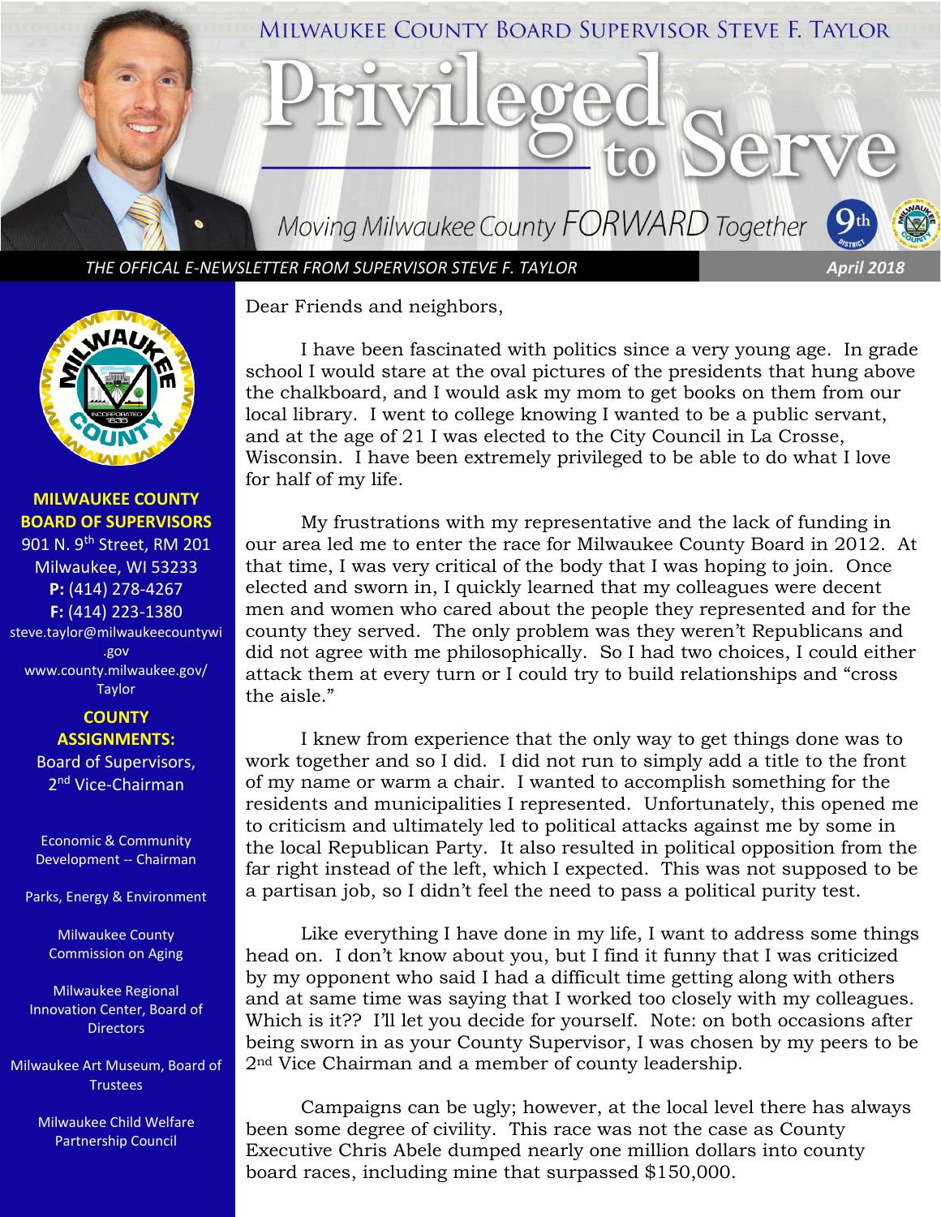# MILWAUKEE COUNTY BOARD SUPERVISOR STEVE F. TAYLOR

# Privileged to Serve

*Moving Milwaukee County FORWARD Together*

*THE OFFICAL E-NEWSLETTER FROM SUPERVISOR STEVE F. TAYLOR*

***April 2018***

**MILWAUKEE COUNTY BOARD OF SUPERVISORS**

901 N. 9th Street, RM 201
Milwaukee, WI 53233
**P:** (414) 278-4267
**F:** (414) 223-1380
steve.taylor@milwaukeecountywi.gov
www.county.milwaukee.gov/Taylor

**COUNTY ASSIGNMENTS:**

Board of Supervisors, 2nd Vice-Chairman

Economic & Community Development -- Chairman

Parks, Energy & Environment

Milwaukee County Commission on Aging

Milwaukee Regional Innovation Center, Board of Directors

Milwaukee Art Museum, Board of Trustees

Milwaukee Child Welfare Partnership Council

Dear Friends and neighbors,

I have been fascinated with politics since a very young age. In grade school I would stare at the oval pictures of the presidents that hung above the chalkboard, and I would ask my mom to get books on them from our local library. I went to college knowing I wanted to be a public servant, and at the age of 21 I was elected to the City Council in La Crosse, Wisconsin. I have been extremely privileged to be able to do what I love for half of my life.

My frustrations with my representative and the lack of funding in our area led me to enter the race for Milwaukee County Board in 2012. At that time, I was very critical of the body that I was hoping to join. Once elected and sworn in, I quickly learned that my colleagues were decent men and women who cared about the people they represented and for the county they served. The only problem was they weren't Republicans and did not agree with me philosophically. So I had two choices, I could either attack them at every turn or I could try to build relationships and "cross the aisle."

I knew from experience that the only way to get things done was to work together and so I did. I did not run to simply add a title to the front of my name or warm a chair. I wanted to accomplish something for the residents and municipalities I represented. Unfortunately, this opened me to criticism and ultimately led to political attacks against me by some in the local Republican Party. It also resulted in political opposition from the far right instead of the left, which I expected. This was not supposed to be a partisan job, so I didn't feel the need to pass a political purity test.

Like everything I have done in my life, I want to address some things head on. I don't know about you, but I find it funny that I was criticized by my opponent who said I had a difficult time getting along with others and at same time was saying that I worked too closely with my colleagues. Which is it?? I'll let you decide for yourself. Note: on both occasions after being sworn in as your County Supervisor, I was chosen by my peers to be 2nd Vice Chairman and a member of county leadership.

Campaigns can be ugly; however, at the local level there has always been some degree of civility. This race was not the case as County Executive Chris Abele dumped nearly one million dollars into county board races, including mine that surpassed $150,000.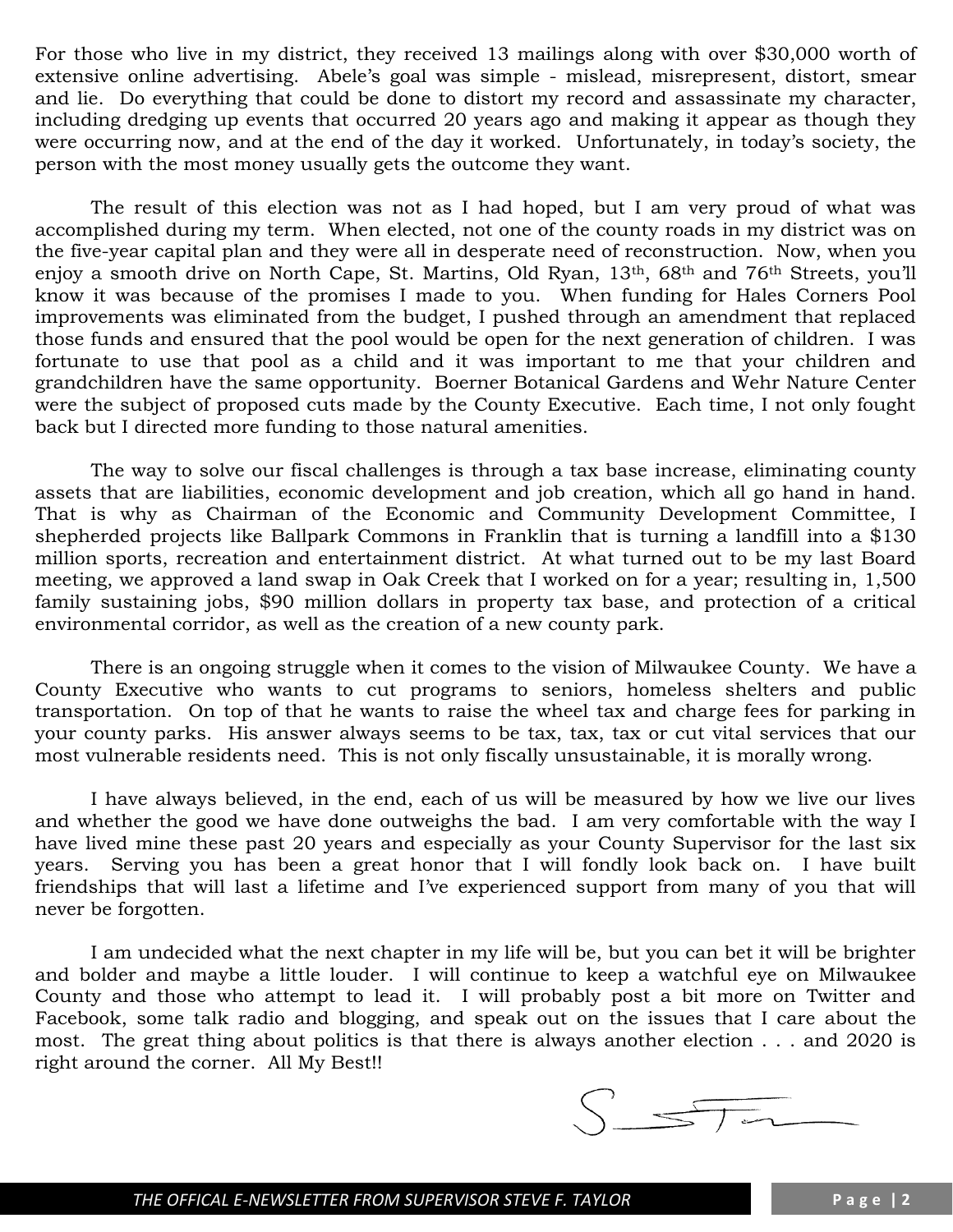For those who live in my district, they received 13 mailings along with over $30,000 worth of extensive online advertising. Abele's goal was simple - mislead, misrepresent, distort, smear and lie. Do everything that could be done to distort my record and assassinate my character, including dredging up events that occurred 20 years ago and making it appear as though they were occurring now, and at the end of the day it worked. Unfortunately, in today's society, the person with the most money usually gets the outcome they want.

The result of this election was not as I had hoped, but I am very proud of what was accomplished during my term. When elected, not one of the county roads in my district was on the five-year capital plan and they were all in desperate need of reconstruction. Now, when you enjoy a smooth drive on North Cape, St. Martins, Old Ryan, 13th, 68th and 76th Streets, you'll know it was because of the promises I made to you. When funding for Hales Corners Pool improvements was eliminated from the budget, I pushed through an amendment that replaced those funds and ensured that the pool would be open for the next generation of children. I was fortunate to use that pool as a child and it was important to me that your children and grandchildren have the same opportunity. Boerner Botanical Gardens and Wehr Nature Center were the subject of proposed cuts made by the County Executive. Each time, I not only fought back but I directed more funding to those natural amenities.

The way to solve our fiscal challenges is through a tax base increase, eliminating county assets that are liabilities, economic development and job creation, which all go hand in hand. That is why as Chairman of the Economic and Community Development Committee, I shepherded projects like Ballpark Commons in Franklin that is turning a landfill into a $130 million sports, recreation and entertainment district. At what turned out to be my last Board meeting, we approved a land swap in Oak Creek that I worked on for a year; resulting in, 1,500 family sustaining jobs, $90 million dollars in property tax base, and protection of a critical environmental corridor, as well as the creation of a new county park.

There is an ongoing struggle when it comes to the vision of Milwaukee County. We have a County Executive who wants to cut programs to seniors, homeless shelters and public transportation. On top of that he wants to raise the wheel tax and charge fees for parking in your county parks. His answer always seems to be tax, tax, tax or cut vital services that our most vulnerable residents need. This is not only fiscally unsustainable, it is morally wrong.

I have always believed, in the end, each of us will be measured by how we live our lives and whether the good we have done outweighs the bad. I am very comfortable with the way I have lived mine these past 20 years and especially as your County Supervisor for the last six years. Serving you has been a great honor that I will fondly look back on. I have built friendships that will last a lifetime and I've experienced support from many of you that will never be forgotten.

I am undecided what the next chapter in my life will be, but you can bet it will be brighter and bolder and maybe a little louder. I will continue to keep a watchful eye on Milwaukee County and those who attempt to lead it. I will probably post a bit more on Twitter and Facebook, some talk radio and blogging, and speak out on the issues that I care about the most. The great thing about politics is that there is always another election . . . and 2020 is right around the corner. All My Best!!